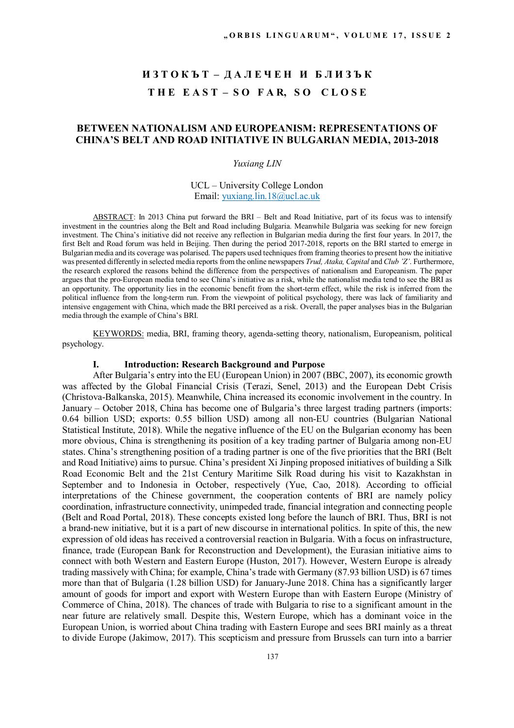# ИЗТОКЪТ – ДАЛЕЧЕН И БЛИЗЪК
# THE EAST – SO FAR, SO CLOSE

## BETWEEN NATIONALISM AND EUROPEANISM: REPRESENTATIONS OF CHINA'S BELT AND ROAD INITIATIVE IN BULGARIAN MEDIA, 2013-2018

*Yuxiang LIN*

UCL – University College London
Email: yuxiang.lin.18@ucl.ac.uk

ABSTRACT: In 2013 China put forward the BRI – Belt and Road Initiative, part of its focus was to intensify investment in the countries along the Belt and Road including Bulgaria. Meanwhile Bulgaria was seeking for new foreign investment. The China's initiative did not receive any reflection in Bulgarian media during the first four years. In 2017, the first Belt and Road forum was held in Beijing. Then during the period 2017-2018, reports on the BRI started to emerge in Bulgarian media and its coverage was polarised. The papers used techniques from framing theories to present how the initiative was presented differently in selected media reports from the online newspapers *Trud, Ataka, Capital* and *Club 'Z'*. Furthermore, the research explored the reasons behind the difference from the perspectives of nationalism and Europeanism. The paper argues that the pro-European media tend to see China's initiative as a risk, while the nationalist media tend to see the BRI as an opportunity. The opportunity lies in the economic benefit from the short-term effect, while the risk is inferred from the political influence from the long-term run. From the viewpoint of political psychology, there was lack of familiarity and intensive engagement with China, which made the BRI perceived as a risk. Overall, the paper analyses bias in the Bulgarian media through the example of China's BRI.

KEYWORDS: media, BRI, framing theory, agenda-setting theory, nationalism, Europeanism, political psychology.

### I. Introduction: Research Background and Purpose

After Bulgaria's entry into the EU (European Union) in 2007 (BBC, 2007), its economic growth was affected by the Global Financial Crisis (Terazi, Senel, 2013) and the European Debt Crisis (Christova-Balkanska, 2015). Meanwhile, China increased its economic involvement in the country. In January – October 2018, China has become one of Bulgaria's three largest trading partners (imports: 0.64 billion USD; exports: 0.55 billion USD) among all non-EU countries (Bulgarian National Statistical Institute, 2018). While the negative influence of the EU on the Bulgarian economy has been more obvious, China is strengthening its position of a key trading partner of Bulgaria among non-EU states. China's strengthening position of a trading partner is one of the five priorities that the BRI (Belt and Road Initiative) aims to pursue. China's president Xi Jinping proposed initiatives of building a Silk Road Economic Belt and the 21st Century Maritime Silk Road during his visit to Kazakhstan in September and to Indonesia in October, respectively (Yue, Cao, 2018). According to official interpretations of the Chinese government, the cooperation contents of BRI are namely policy coordination, infrastructure connectivity, unimpeded trade, financial integration and connecting people (Belt and Road Portal, 2018). These concepts existed long before the launch of BRI. Thus, BRI is not a brand-new initiative, but it is a part of new discourse in international politics. In spite of this, the new expression of old ideas has received a controversial reaction in Bulgaria. With a focus on infrastructure, finance, trade (European Bank for Reconstruction and Development), the Eurasian initiative aims to connect with both Western and Eastern Europe (Huston, 2017). However, Western Europe is already trading massively with China; for example, China's trade with Germany (87.93 billion USD) is 67 times more than that of Bulgaria (1.28 billion USD) for January-June 2018. China has a significantly larger amount of goods for import and export with Western Europe than with Eastern Europe (Ministry of Commerce of China, 2018). The chances of trade with Bulgaria to rise to a significant amount in the near future are relatively small. Despite this, Western Europe, which has a dominant voice in the European Union, is worried about China trading with Eastern Europe and sees BRI mainly as a threat to divide Europe (Jakimow, 2017). This scepticism and pressure from Brussels can turn into a barrier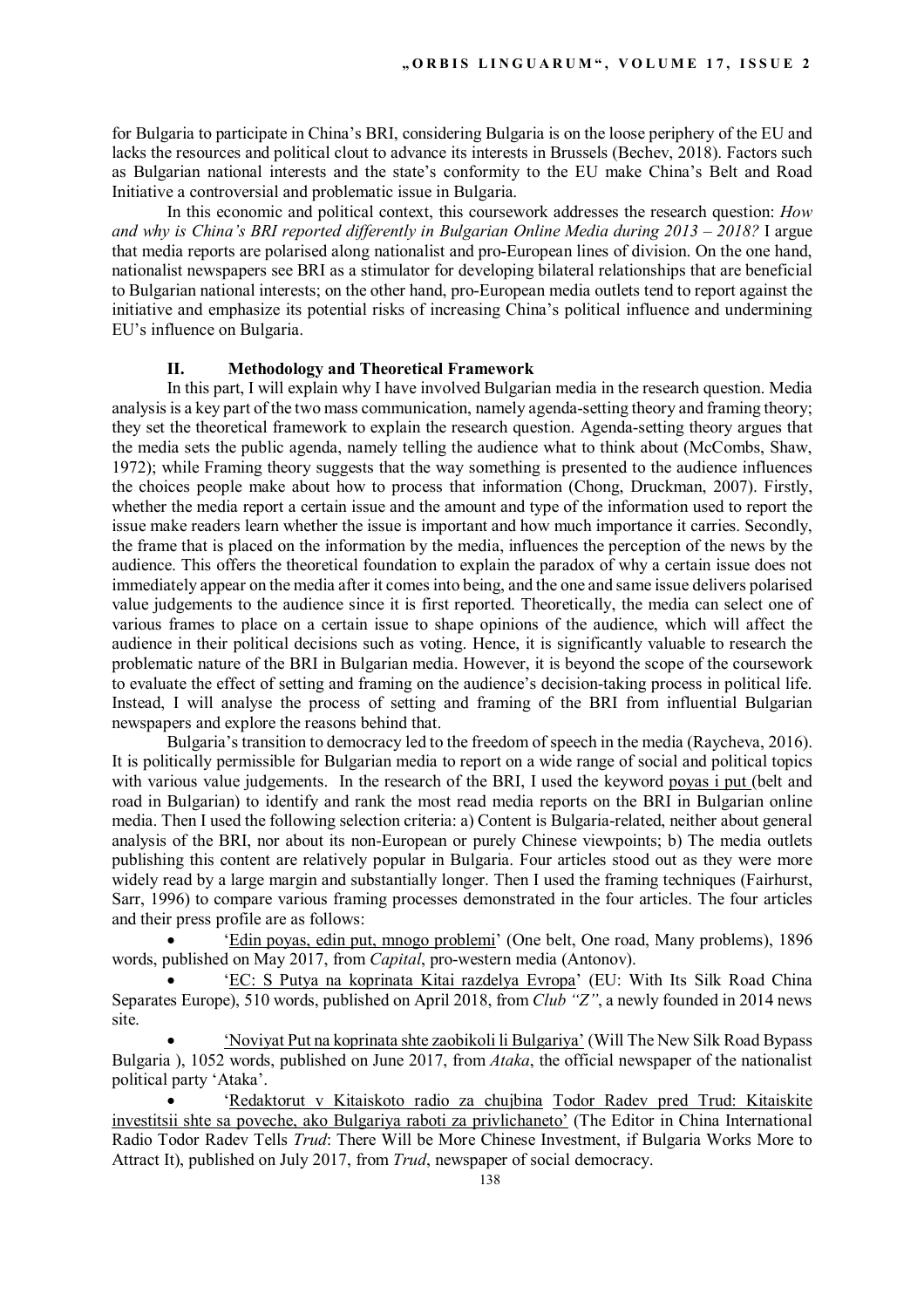for Bulgaria to participate in China's BRI, considering Bulgaria is on the loose periphery of the EU and lacks the resources and political clout to advance its interests in Brussels (Bechev, 2018). Factors such as Bulgarian national interests and the state's conformity to the EU make China's Belt and Road Initiative a controversial and problematic issue in Bulgaria.

In this economic and political context, this coursework addresses the research question: *How and why is China's BRI reported differently in Bulgarian Online Media during 2013 – 2018?* I argue that media reports are polarised along nationalist and pro-European lines of division. On the one hand, nationalist newspapers see BRI as a stimulator for developing bilateral relationships that are beneficial to Bulgarian national interests; on the other hand, pro-European media outlets tend to report against the initiative and emphasize its potential risks of increasing China's political influence and undermining EU's influence on Bulgaria.

## II. Methodology and Theoretical Framework

In this part, I will explain why I have involved Bulgarian media in the research question. Media analysis is a key part of the two mass communication, namely agenda-setting theory and framing theory; they set the theoretical framework to explain the research question. Agenda-setting theory argues that the media sets the public agenda, namely telling the audience what to think about (McCombs, Shaw, 1972); while Framing theory suggests that the way something is presented to the audience influences the choices people make about how to process that information (Chong, Druckman, 2007). Firstly, whether the media report a certain issue and the amount and type of the information used to report the issue make readers learn whether the issue is important and how much importance it carries. Secondly, the frame that is placed on the information by the media, influences the perception of the news by the audience. This offers the theoretical foundation to explain the paradox of why a certain issue does not immediately appear on the media after it comes into being, and the one and same issue delivers polarised value judgements to the audience since it is first reported. Theoretically, the media can select one of various frames to place on a certain issue to shape opinions of the audience, which will affect the audience in their political decisions such as voting. Hence, it is significantly valuable to research the problematic nature of the BRI in Bulgarian media. However, it is beyond the scope of the coursework to evaluate the effect of setting and framing on the audience's decision-taking process in political life. Instead, I will analyse the process of setting and framing of the BRI from influential Bulgarian newspapers and explore the reasons behind that.

Bulgaria's transition to democracy led to the freedom of speech in the media (Raycheva, 2016). It is politically permissible for Bulgarian media to report on a wide range of social and political topics with various value judgements. In the research of the BRI, I used the keyword poyas i put (belt and road in Bulgarian) to identify and rank the most read media reports on the BRI in Bulgarian online media. Then I used the following selection criteria: a) Content is Bulgaria-related, neither about general analysis of the BRI, nor about its non-European or purely Chinese viewpoints; b) The media outlets publishing this content are relatively popular in Bulgaria. Four articles stood out as they were more widely read by a large margin and substantially longer. Then I used the framing techniques (Fairhurst, Sarr, 1996) to compare various framing processes demonstrated in the four articles. The four articles and their press profile are as follows:

- 'Edin poyas, edin put, mnogo problemi' (One belt, One road, Many problems), 1896 words, published on May 2017, from *Capital*, pro-western media (Antonov).
- 'EC: S Putya na koprinata Kitai razdelya Evropa' (EU: With Its Silk Road China Separates Europe), 510 words, published on April 2018, from *Club "Z"*, a newly founded in 2014 news site.
- 'Noviyat Put na koprinata shte zaobikoli li Bulgariya' (Will The New Silk Road Bypass Bulgaria ), 1052 words, published on June 2017, from *Ataka*, the official newspaper of the nationalist political party 'Ataka'.
- 'Redaktorut v Kitaiskoto radio za chujbina Todor Radev pred Trud: Kitaiskite investitsii shte sa poveche, ako Bulgariya raboti za privlichaneto' (The Editor in China International Radio Todor Radev Tells *Trud*: There Will be More Chinese Investment, if Bulgaria Works More to Attract It), published on July 2017, from *Trud*, newspaper of social democracy.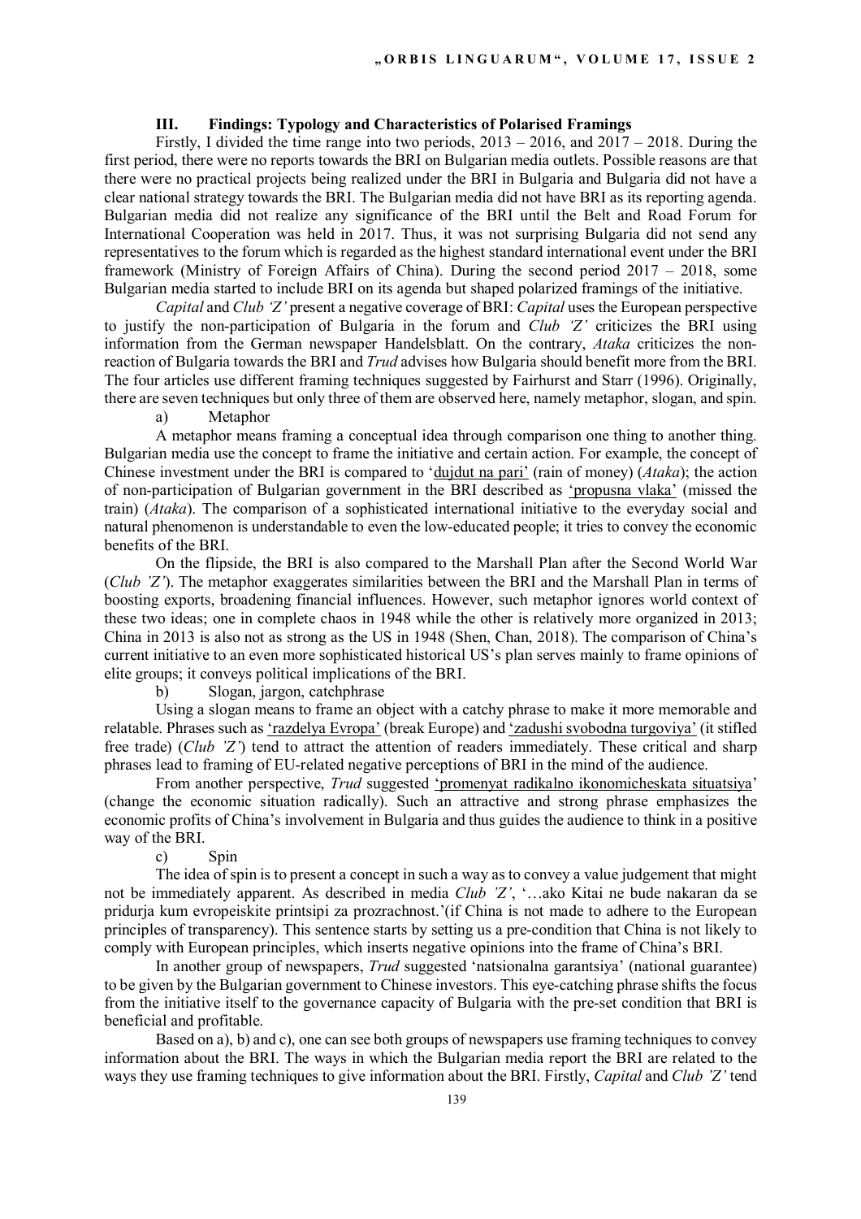### III. Findings: Typology and Characteristics of Polarised Framings

Firstly, I divided the time range into two periods, 2013 – 2016, and 2017 – 2018. During the first period, there were no reports towards the BRI on Bulgarian media outlets. Possible reasons are that there were no practical projects being realized under the BRI in Bulgaria and Bulgaria did not have a clear national strategy towards the BRI. The Bulgarian media did not have BRI as its reporting agenda. Bulgarian media did not realize any significance of the BRI until the Belt and Road Forum for International Cooperation was held in 2017. Thus, it was not surprising Bulgaria did not send any representatives to the forum which is regarded as the highest standard international event under the BRI framework (Ministry of Foreign Affairs of China). During the second period 2017 – 2018, some Bulgarian media started to include BRI on its agenda but shaped polarized framings of the initiative.

*Capital* and *Club 'Z'* present a negative coverage of BRI: *Capital* uses the European perspective to justify the non-participation of Bulgaria in the forum and *Club 'Z'* criticizes the BRI using information from the German newspaper Handelsblatt. On the contrary, *Ataka* criticizes the non-reaction of Bulgaria towards the BRI and *Trud* advises how Bulgaria should benefit more from the BRI. The four articles use different framing techniques suggested by Fairhurst and Starr (1996). Originally, there are seven techniques but only three of them are observed here, namely metaphor, slogan, and spin.

a) Metaphor

A metaphor means framing a conceptual idea through comparison one thing to another thing. Bulgarian media use the concept to frame the initiative and certain action. For example, the concept of Chinese investment under the BRI is compared to 'dujdut na pari' (rain of money) (*Ataka*); the action of non-participation of Bulgarian government in the BRI described as 'propusna vlaka' (missed the train) (*Ataka*). The comparison of a sophisticated international initiative to the everyday social and natural phenomenon is understandable to even the low-educated people; it tries to convey the economic benefits of the BRI.

On the flipside, the BRI is also compared to the Marshall Plan after the Second World War (*Club 'Z'*). The metaphor exaggerates similarities between the BRI and the Marshall Plan in terms of boosting exports, broadening financial influences. However, such metaphor ignores world context of these two ideas; one in complete chaos in 1948 while the other is relatively more organized in 2013; China in 2013 is also not as strong as the US in 1948 (Shen, Chan, 2018). The comparison of China's current initiative to an even more sophisticated historical US's plan serves mainly to frame opinions of elite groups; it conveys political implications of the BRI.

b) Slogan, jargon, catchphrase

Using a slogan means to frame an object with a catchy phrase to make it more memorable and relatable. Phrases such as 'razdelya Evropa' (break Europe) and 'zadushi svobodna turgoviya' (it stifled free trade) (*Club 'Z'*) tend to attract the attention of readers immediately. These critical and sharp phrases lead to framing of EU-related negative perceptions of BRI in the mind of the audience.

From another perspective, *Trud* suggested 'promenyat radikalno ikonomicheskata situatsiya' (change the economic situation radically). Such an attractive and strong phrase emphasizes the economic profits of China's involvement in Bulgaria and thus guides the audience to think in a positive way of the BRI.

c) Spin

The idea of spin is to present a concept in such a way as to convey a value judgement that might not be immediately apparent. As described in media *Club 'Z'*, '…ako Kitai ne bude nakaran da se pridurja kum evropeiskite printsipi za prozrachnost.'(if China is not made to adhere to the European principles of transparency). This sentence starts by setting us a pre-condition that China is not likely to comply with European principles, which inserts negative opinions into the frame of China's BRI.

In another group of newspapers, *Trud* suggested 'natsionalna garantsiya' (national guarantee) to be given by the Bulgarian government to Chinese investors. This eye-catching phrase shifts the focus from the initiative itself to the governance capacity of Bulgaria with the pre-set condition that BRI is beneficial and profitable.

Based on a), b) and c), one can see both groups of newspapers use framing techniques to convey information about the BRI. The ways in which the Bulgarian media report the BRI are related to the ways they use framing techniques to give information about the BRI. Firstly, *Capital* and *Club 'Z'* tend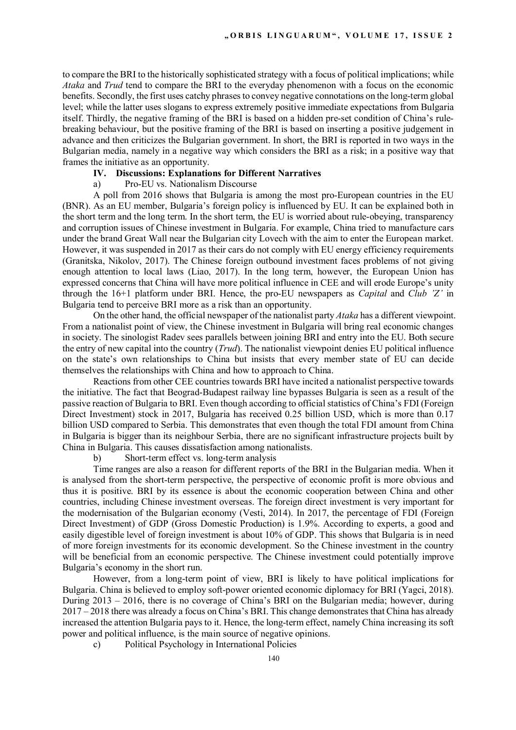to compare the BRI to the historically sophisticated strategy with a focus of political implications; while *Ataka* and *Trud* tend to compare the BRI to the everyday phenomenon with a focus on the economic benefits. Secondly, the first uses catchy phrases to convey negative connotations on the long-term global level; while the latter uses slogans to express extremely positive immediate expectations from Bulgaria itself. Thirdly, the negative framing of the BRI is based on a hidden pre-set condition of China's rule-breaking behaviour, but the positive framing of the BRI is based on inserting a positive judgement in advance and then criticizes the Bulgarian government. In short, the BRI is reported in two ways in the Bulgarian media, namely in a negative way which considers the BRI as a risk; in a positive way that frames the initiative as an opportunity.

## IV. Discussions: Explanations for Different Narratives

### a) Pro-EU vs. Nationalism Discourse

A poll from 2016 shows that Bulgaria is among the most pro-European countries in the EU (BNR). As an EU member, Bulgaria's foreign policy is influenced by EU. It can be explained both in the short term and the long term. In the short term, the EU is worried about rule-obeying, transparency and corruption issues of Chinese investment in Bulgaria. For example, China tried to manufacture cars under the brand Great Wall near the Bulgarian city Lovech with the aim to enter the European market. However, it was suspended in 2017 as their cars do not comply with EU energy efficiency requirements (Granitska, Nikolov, 2017). The Chinese foreign outbound investment faces problems of not giving enough attention to local laws (Liao, 2017). In the long term, however, the European Union has expressed concerns that China will have more political influence in CEE and will erode Europe's unity through the 16+1 platform under BRI. Hence, the pro-EU newspapers as *Capital* and *Club 'Z'* in Bulgaria tend to perceive BRI more as a risk than an opportunity.

On the other hand, the official newspaper of the nationalist party *Ataka* has a different viewpoint. From a nationalist point of view, the Chinese investment in Bulgaria will bring real economic changes in society. The sinologist Radev sees parallels between joining BRI and entry into the EU. Both secure the entry of new capital into the country (*Trud*). The nationalist viewpoint denies EU political influence on the state's own relationships to China but insists that every member state of EU can decide themselves the relationships with China and how to approach to China.

Reactions from other CEE countries towards BRI have incited a nationalist perspective towards the initiative. The fact that Beograd-Budapest railway line bypasses Bulgaria is seen as a result of the passive reaction of Bulgaria to BRI. Even though according to official statistics of China's FDI (Foreign Direct Investment) stock in 2017, Bulgaria has received 0.25 billion USD, which is more than 0.17 billion USD compared to Serbia. This demonstrates that even though the total FDI amount from China in Bulgaria is bigger than its neighbour Serbia, there are no significant infrastructure projects built by China in Bulgaria. This causes dissatisfaction among nationalists.

### b) Short-term effect vs. long-term analysis

Time ranges are also a reason for different reports of the BRI in the Bulgarian media. When it is analysed from the short-term perspective, the perspective of economic profit is more obvious and thus it is positive. BRI by its essence is about the economic cooperation between China and other countries, including Chinese investment overseas. The foreign direct investment is very important for the modernisation of the Bulgarian economy (Vesti, 2014). In 2017, the percentage of FDI (Foreign Direct Investment) of GDP (Gross Domestic Production) is 1.9%. According to experts, a good and easily digestible level of foreign investment is about 10% of GDP. This shows that Bulgaria is in need of more foreign investments for its economic development. So the Chinese investment in the country will be beneficial from an economic perspective. The Chinese investment could potentially improve Bulgaria's economy in the short run.

However, from a long-term point of view, BRI is likely to have political implications for Bulgaria. China is believed to employ soft-power oriented economic diplomacy for BRI (Yagci, 2018). During 2013 – 2016, there is no coverage of China's BRI on the Bulgarian media; however, during 2017 – 2018 there was already a focus on China's BRI. This change demonstrates that China has already increased the attention Bulgaria pays to it. Hence, the long-term effect, namely China increasing its soft power and political influence, is the main source of negative opinions.

### c) Political Psychology in International Policies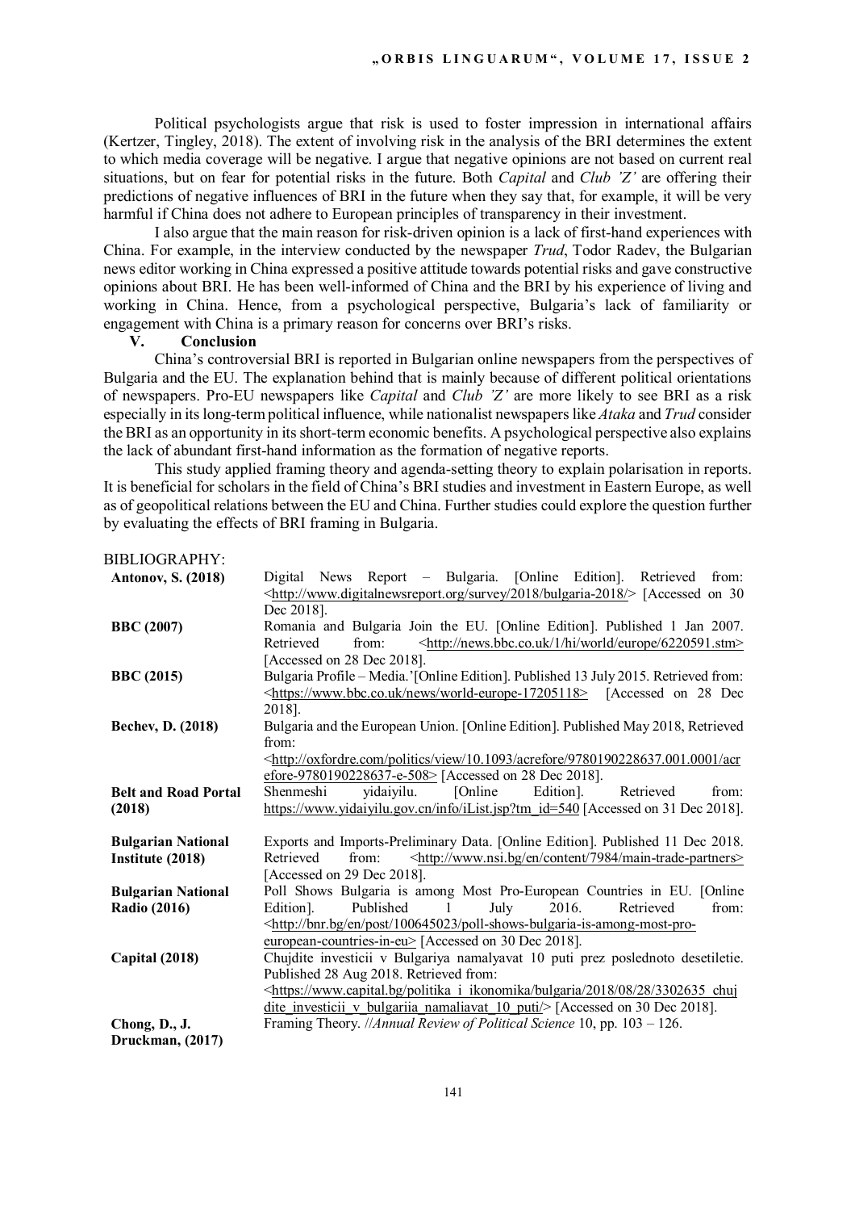Political psychologists argue that risk is used to foster impression in international affairs (Kertzer, Tingley, 2018). The extent of involving risk in the analysis of the BRI determines the extent to which media coverage will be negative. I argue that negative opinions are not based on current real situations, but on fear for potential risks in the future. Both *Capital* and *Club 'Z'* are offering their predictions of negative influences of BRI in the future when they say that, for example, it will be very harmful if China does not adhere to European principles of transparency in their investment.

I also argue that the main reason for risk-driven opinion is a lack of first-hand experiences with China. For example, in the interview conducted by the newspaper *Trud*, Todor Radev, the Bulgarian news editor working in China expressed a positive attitude towards potential risks and gave constructive opinions about BRI. He has been well-informed of China and the BRI by his experience of living and working in China. Hence, from a psychological perspective, Bulgaria's lack of familiarity or engagement with China is a primary reason for concerns over BRI's risks.

## V. Conclusion

China's controversial BRI is reported in Bulgarian online newspapers from the perspectives of Bulgaria and the EU. The explanation behind that is mainly because of different political orientations of newspapers. Pro-EU newspapers like *Capital* and *Club 'Z'* are more likely to see BRI as a risk especially in its long-term political influence, while nationalist newspapers like *Ataka* and *Trud* consider the BRI as an opportunity in its short-term economic benefits. A psychological perspective also explains the lack of abundant first-hand information as the formation of negative reports.

This study applied framing theory and agenda-setting theory to explain polarisation in reports. It is beneficial for scholars in the field of China's BRI studies and investment in Eastern Europe, as well as of geopolitical relations between the EU and China. Further studies could explore the question further by evaluating the effects of BRI framing in Bulgaria.

## BIBLIOGRAPHY:

**Antonov, S. (2018)** Digital News Report – Bulgaria. [Online Edition]. Retrieved from: <http://www.digitalnewsreport.org/survey/2018/bulgaria-2018/> [Accessed on 30 Dec 2018].

**BBC (2007)** Romania and Bulgaria Join the EU. [Online Edition]. Published 1 Jan 2007. Retrieved from: <http://news.bbc.co.uk/1/hi/world/europe/6220591.stm> [Accessed on 28 Dec 2018].

**BBC (2015)** Bulgaria Profile – Media.'[Online Edition]. Published 13 July 2015. Retrieved from: <https://www.bbc.co.uk/news/world-europe-17205118> [Accessed on 28 Dec 2018].

**Bechev, D. (2018)** Bulgaria and the European Union. [Online Edition]. Published May 2018, Retrieved from: <http://oxfordre.com/politics/view/10.1093/acrefore/9780190228637.001.0001/acrefore-9780190228637-e-508> [Accessed on 28 Dec 2018].

**Belt and Road Portal (2018)** Shenmeshi yidaiyilu. [Online Edition]. Retrieved from: https://www.yidaiyilu.gov.cn/info/iList.jsp?tm_id=540 [Accessed on 31 Dec 2018].

**Bulgarian National Institute (2018)** Exports and Imports-Preliminary Data. [Online Edition]. Published 11 Dec 2018. Retrieved from: <http://www.nsi.bg/en/content/7984/main-trade-partners> [Accessed on 29 Dec 2018].

**Bulgarian National Radio (2016)** Poll Shows Bulgaria is among Most Pro-European Countries in EU. [Online Edition]. Published 1 July 2016. Retrieved from: <http://bnr.bg/en/post/100645023/poll-shows-bulgaria-is-among-most-pro-european-countries-in-eu> [Accessed on 30 Dec 2018].

**Capital (2018)** Chujdite investicii v Bulgariya namalyavat 10 puti prez poslednoto desetiletie. Published 28 Aug 2018. Retrieved from: <https://www.capital.bg/politika_i_ikonomika/bulgaria/2018/08/28/3302635_chujdite_investicii_v_bulgariia_namaliavat_10_puti/> [Accessed on 30 Dec 2018].

**Chong, D., J. Druckman, (2017)** Framing Theory. //*Annual Review of Political Science* 10, pp. 103 – 126.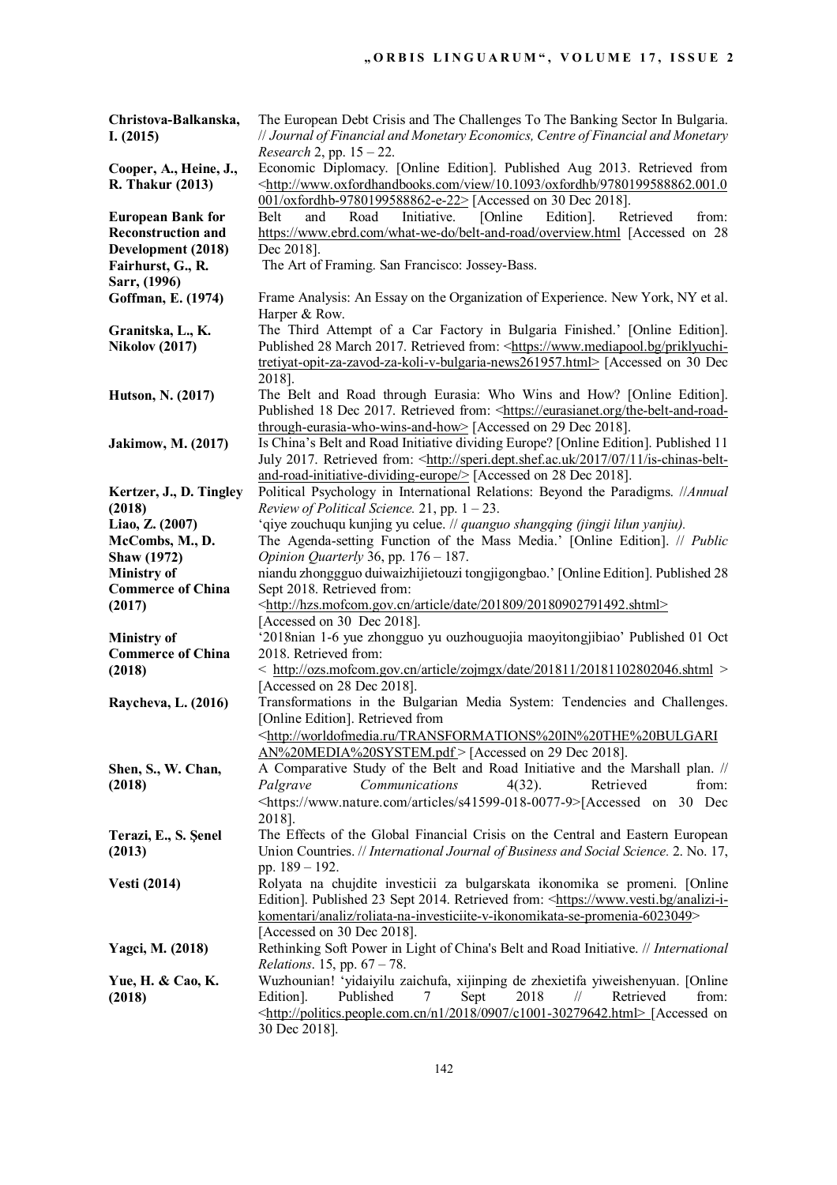**Christova-Balkanska, I. (2015)** The European Debt Crisis and The Challenges To The Banking Sector In Bulgaria. // *Journal of Financial and Monetary Economics, Centre of Financial and Monetary Research* 2, pp. 15 – 22.

**Cooper, A., Heine, J., R. Thakur (2013)** Economic Diplomacy. [Online Edition]. Published Aug 2013. Retrieved from <http://www.oxfordhandbooks.com/view/10.1093/oxfordhb/9780199588862.001.0001/oxfordhb-9780199588862-e-22> [Accessed on 30 Dec 2018].

**European Bank for Reconstruction and Development (2018)** Belt and Road Initiative. [Online Edition]. Retrieved from: https://www.ebrd.com/what-we-do/belt-and-road/overview.html [Accessed on 28 Dec 2018].

**Fairhurst, G., R. Sarr, (1996)** The Art of Framing. San Francisco: Jossey-Bass.

**Goffman, E. (1974)** Frame Analysis: An Essay on the Organization of Experience. New York, NY et al. Harper & Row.

**Granitska, L., K. Nikolov (2017)** The Third Attempt of a Car Factory in Bulgaria Finished.' [Online Edition]. Published 28 March 2017. Retrieved from: <https://www.mediapool.bg/priklyuchi-tretiyat-opit-za-zavod-za-koli-v-bulgaria-news261957.html> [Accessed on 30 Dec 2018].

**Hutson, N. (2017)** The Belt and Road through Eurasia: Who Wins and How? [Online Edition]. Published 18 Dec 2017. Retrieved from: <https://eurasianet.org/the-belt-and-road-through-eurasia-who-wins-and-how> [Accessed on 29 Dec 2018].

**Jakimow, M. (2017)** Is China's Belt and Road Initiative dividing Europe? [Online Edition]. Published 11 July 2017. Retrieved from: <http://speri.dept.shef.ac.uk/2017/07/11/is-chinas-belt-and-road-initiative-dividing-europe/> [Accessed on 28 Dec 2018].

**Kertzer, J., D. Tingley (2018)** Political Psychology in International Relations: Beyond the Paradigms. //*Annual Review of Political Science.* 21, pp. 1 – 23.

**Liao, Z. (2007)** 'qiye zouchuqu kunjing yu celue. // *quanguo shangqing (jingji lilun yanjiu).*

**McCombs, M., D. Shaw (1972)** The Agenda-setting Function of the Mass Media.' [Online Edition]. // *Public Opinion Quarterly* 36, pp. 176 – 187.

**Ministry of Commerce of China (2017)** niandu zhonggguo duiwaizhijietouzi tongjigongbao.' [Online Edition]. Published 28 Sept 2018. Retrieved from: <http://hzs.mofcom.gov.cn/article/date/201809/20180902791492.shtml> [Accessed on 30 Dec 2018].

**Ministry of Commerce of China (2018)** '2018nian 1-6 yue zhongguo yu ouzhouguojia maoyitongjibiao' Published 01 Oct 2018. Retrieved from: < http://ozs.mofcom.gov.cn/article/zojmgx/date/201811/20181102802046.shtml > [Accessed on 28 Dec 2018].

**Raycheva, L. (2016)** Transformations in the Bulgarian Media System: Tendencies and Challenges. [Online Edition]. Retrieved from <http://worldofmedia.ru/TRANSFORMATIONS%20IN%20THE%20BULGARIAN%20MEDIA%20SYSTEM.pdf > [Accessed on 29 Dec 2018].

**Shen, S., W. Chan, (2018)** A Comparative Study of the Belt and Road Initiative and the Marshall plan. // *Palgrave Communications* 4(32). Retrieved from: <https://www.nature.com/articles/s41599-018-0077-9>[Accessed on 30 Dec 2018].

**Terazi, E., S. Şenel (2013)** The Effects of the Global Financial Crisis on the Central and Eastern European Union Countries. // *International Journal of Business and Social Science.* 2. No. 17, pp. 189 – 192.

**Vesti (2014)** Rolyata na chujdite investicii za bulgarskata ikonomika se promeni. [Online Edition]. Published 23 Sept 2014. Retrieved from: <https://www.vesti.bg/analizi-i-komentari/analiz/roliata-na-investiciite-v-ikonomikata-se-promenia-6023049> [Accessed on 30 Dec 2018].

**Yagci, M. (2018)** Rethinking Soft Power in Light of China's Belt and Road Initiative. // *International Relations*. 15, pp. 67 – 78.

**Yue, H. & Cao, K. (2018)** Wuzhounian! 'yidaiyilu zaichufa, xijinping de zhexietifa yiweishenyuan. [Online Edition]. Published 7 Sept 2018 // Retrieved from: <http://politics.people.com.cn/n1/2018/0907/c1001-30279642.html> [Accessed on 30 Dec 2018].